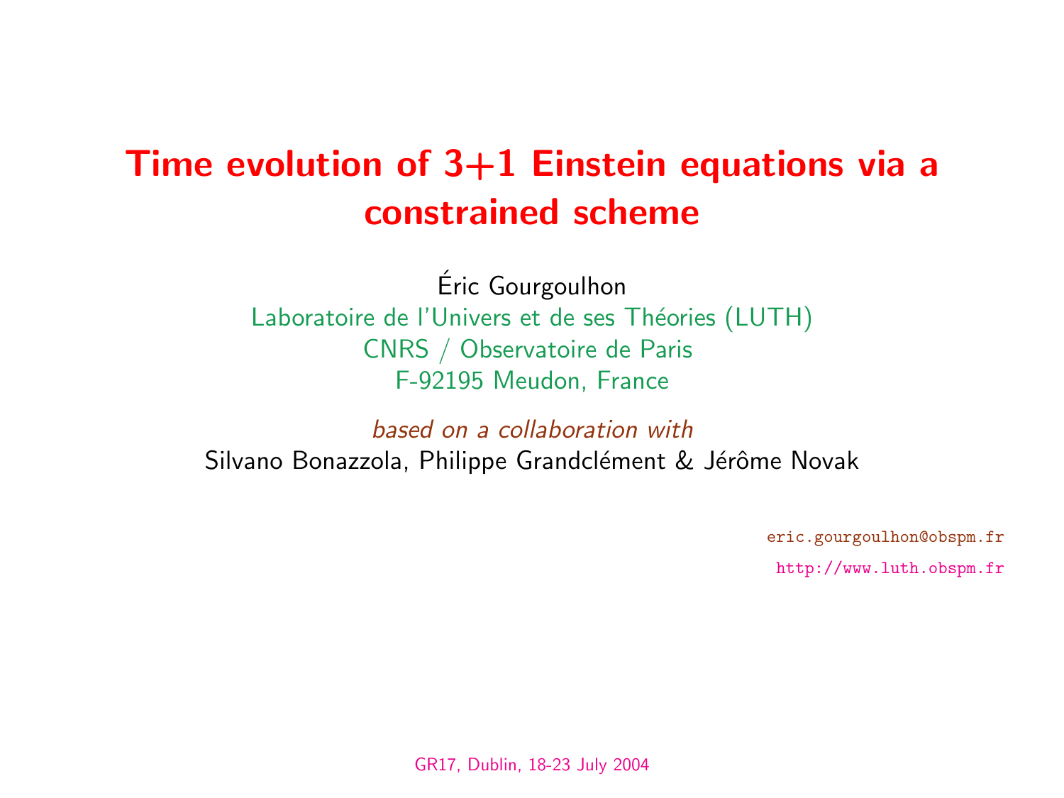# Time evolution of 3+1 Einstein equations via a constrained scheme

Éric Gourgoulhon

Laboratoire de l'Univers et de ses Théories (LUTH)
CNRS / Observatoire de Paris
F-92195 Meudon, France

*based on a collaboration with*

Silvano Bonazzola, Philippe Grandclément & Jérôme Novak

eric.gourgoulhon@obspm.fr

http://www.luth.obspm.fr

GR17, Dublin, 18-23 July 2004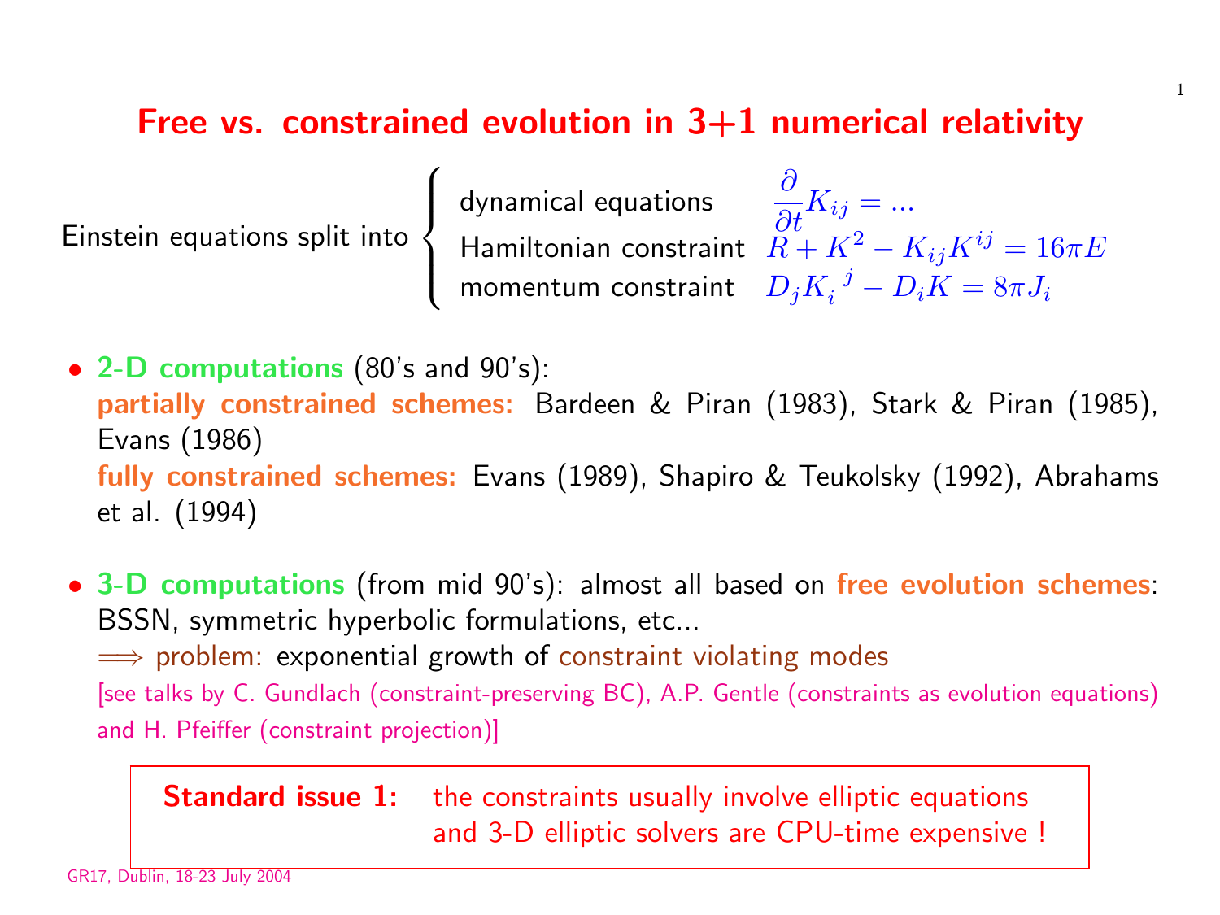# Free vs. constrained evolution in 3+1 numerical relativity

Einstein equations split into

- dynamical equations $\frac{\partial}{\partial t} K_{ij} = ...$
- Hamiltonian constraint $R + K^2 - K_{ij}K^{ij} = 16\pi E$
- momentum constraint $D_j K_i^{\ j} - D_i K = 8\pi J_i$

- **2-D computations** (80's and 90's):
  **partially constrained schemes:** Bardeen & Piran (1983), Stark & Piran (1985), Evans (1986)
  **fully constrained schemes:** Evans (1989), Shapiro & Teukolsky (1992), Abrahams et al. (1994)

- **3-D computations** (from mid 90's): almost all based on **free evolution schemes**: BSSN, symmetric hyperbolic formulations, etc...
  $\Longrightarrow$ problem: exponential growth of constraint violating modes
  [see talks by C. Gundlach (constraint-preserving BC), A.P. Gentle (constraints as evolution equations) and H. Pfeiffer (constraint projection)]

**Standard issue 1:** the constraints usually involve elliptic equations and 3-D elliptic solvers are CPU-time expensive !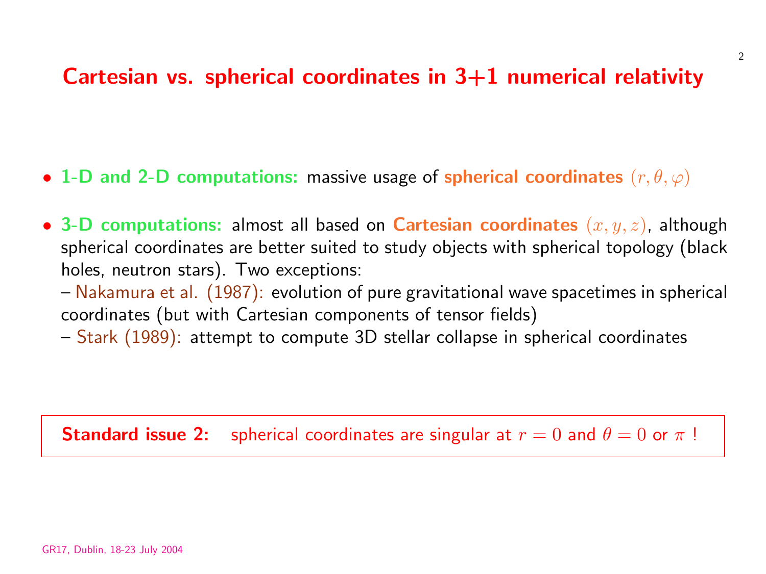# Cartesian vs. spherical coordinates in 3+1 numerical relativity

- **1-D and 2-D computations:** massive usage of **spherical coordinates** $(r, \theta, \varphi)$
- **3-D computations:** almost all based on **Cartesian coordinates** $(x, y, z)$, although spherical coordinates are better suited to study objects with spherical topology (black holes, neutron stars). Two exceptions:
  – Nakamura et al. (1987): evolution of pure gravitational wave spacetimes in spherical coordinates (but with Cartesian components of tensor fields)
  – Stark (1989): attempt to compute 3D stellar collapse in spherical coordinates

**Standard issue 2:** spherical coordinates are singular at $r = 0$ and $\theta = 0$ or $\pi$ !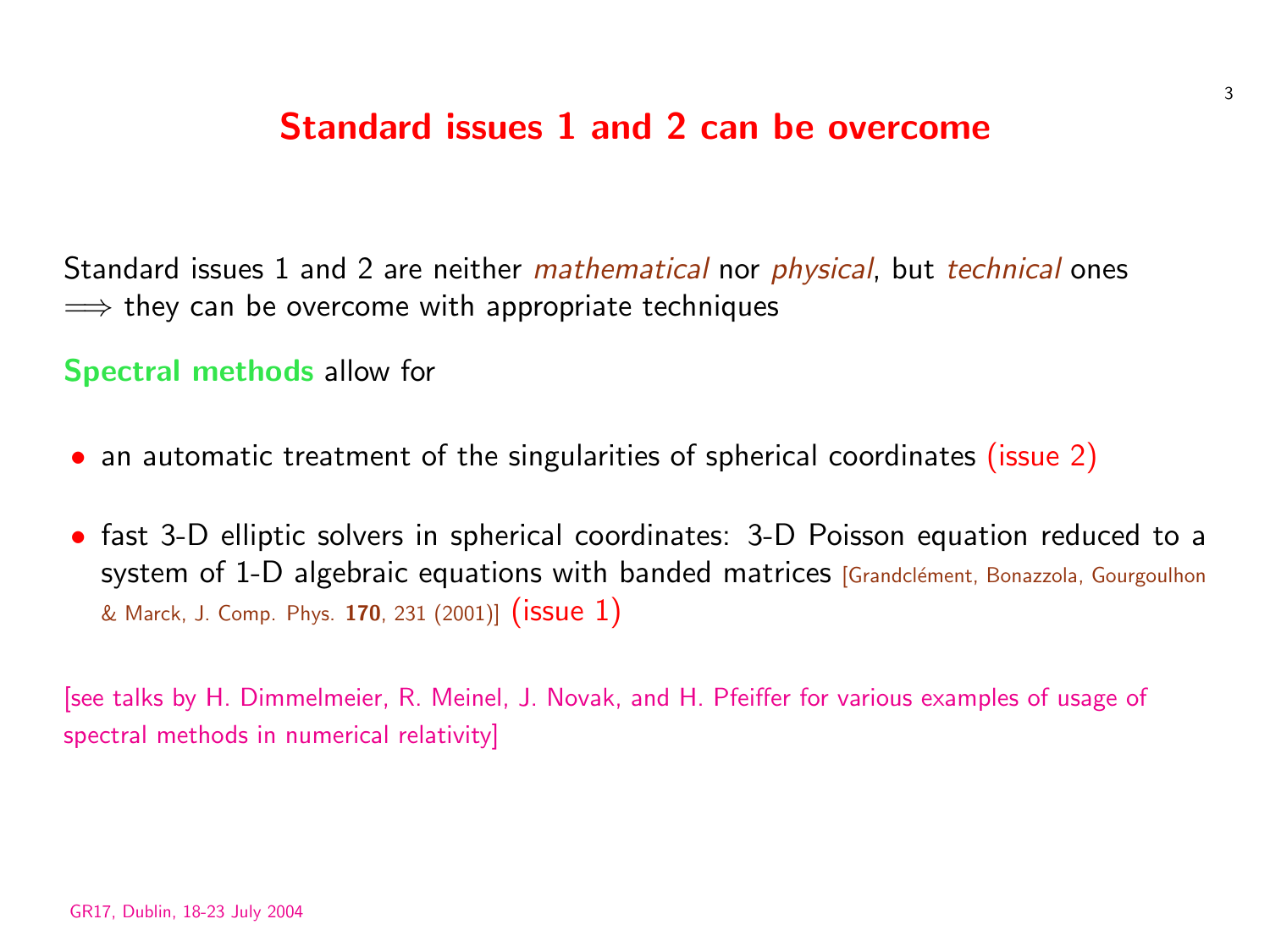# Standard issues 1 and 2 can be overcome

Standard issues 1 and 2 are neither *mathematical* nor *physical*, but *technical* ones $\Longrightarrow$ they can be overcome with appropriate techniques

**Spectral methods** allow for

- an automatic treatment of the singularities of spherical coordinates (issue 2)
- fast 3-D elliptic solvers in spherical coordinates: 3-D Poisson equation reduced to a system of 1-D algebraic equations with banded matrices [Grandclément, Bonazzola, Gourgoulhon & Marck, J. Comp. Phys. **170**, 231 (2001)] (issue 1)

[see talks by H. Dimmelmeier, R. Meinel, J. Novak, and H. Pfeiffer for various examples of usage of spectral methods in numerical relativity]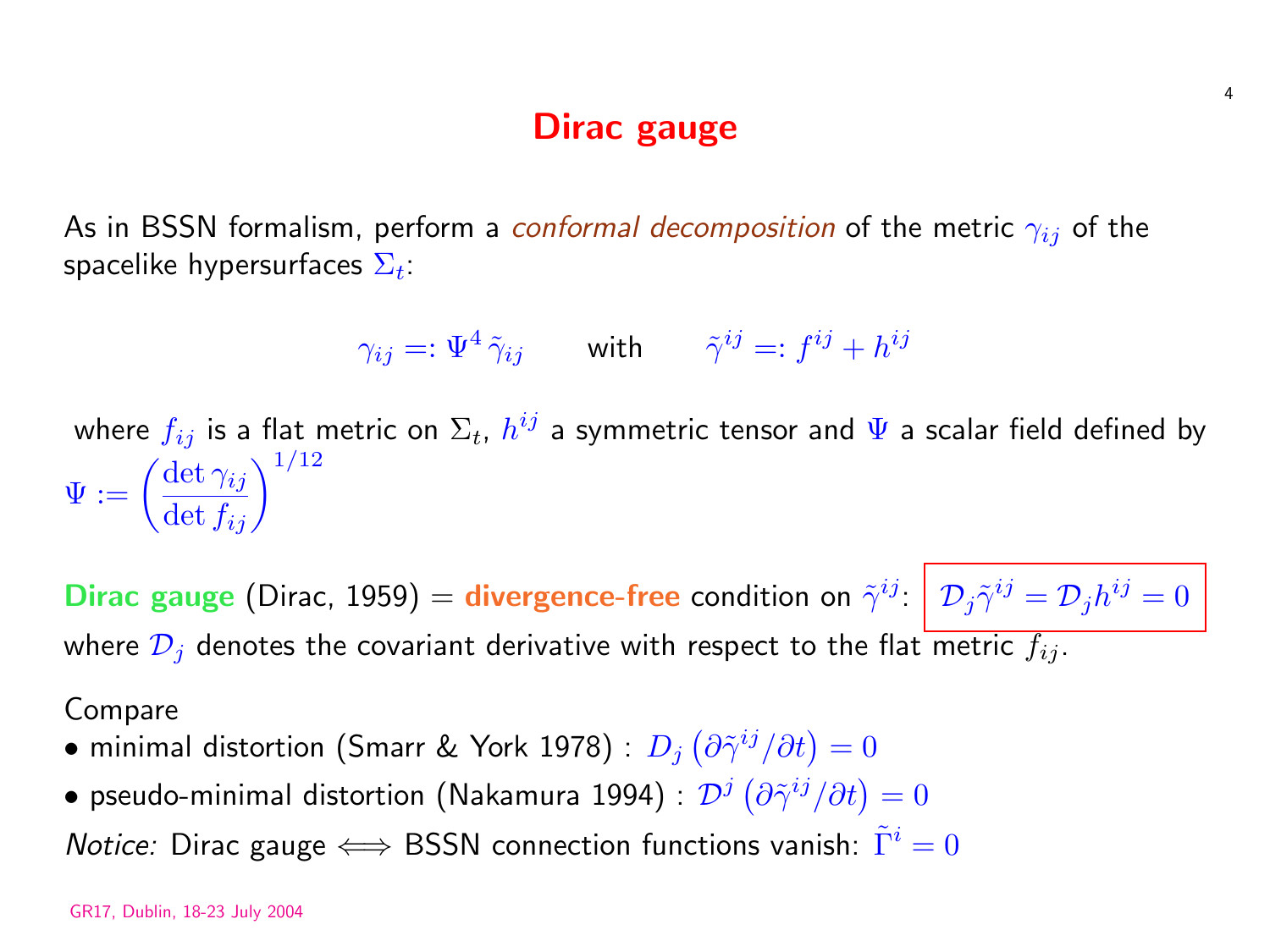# Dirac gauge

As in BSSN formalism, perform a *conformal decomposition* of the metric $\gamma_{ij}$ of the spacelike hypersurfaces $\Sigma_t$:

$$\gamma_{ij} =: \Psi^4 \, \tilde{\gamma}_{ij} \qquad \text{with} \qquad \tilde{\gamma}^{ij} =: f^{ij} + h^{ij}$$

where $f_{ij}$ is a flat metric on $\Sigma_t$, $h^{ij}$ a symmetric tensor and $\Psi$ a scalar field defined by $\Psi := \left( \frac{\det \gamma_{ij}}{\det f_{ij}} \right)^{1/12}$

**Dirac gauge** (Dirac, 1959) = **divergence-free** condition on $\tilde{\gamma}^{ij}$: $\boxed{\mathcal{D}_j \tilde{\gamma}^{ij} = \mathcal{D}_j h^{ij} = 0}$ where $\mathcal{D}_j$ denotes the covariant derivative with respect to the flat metric $f_{ij}$.

Compare

- minimal distortion (Smarr & York 1978) : $D_j \left( \partial \tilde{\gamma}^{ij} / \partial t \right) = 0$
- pseudo-minimal distortion (Nakamura 1994) : $\mathcal{D}^j \left( \partial \tilde{\gamma}^{ij} / \partial t \right) = 0$

*Notice:* Dirac gauge $\Longleftrightarrow$ BSSN connection functions vanish: $\tilde{\Gamma}^i = 0$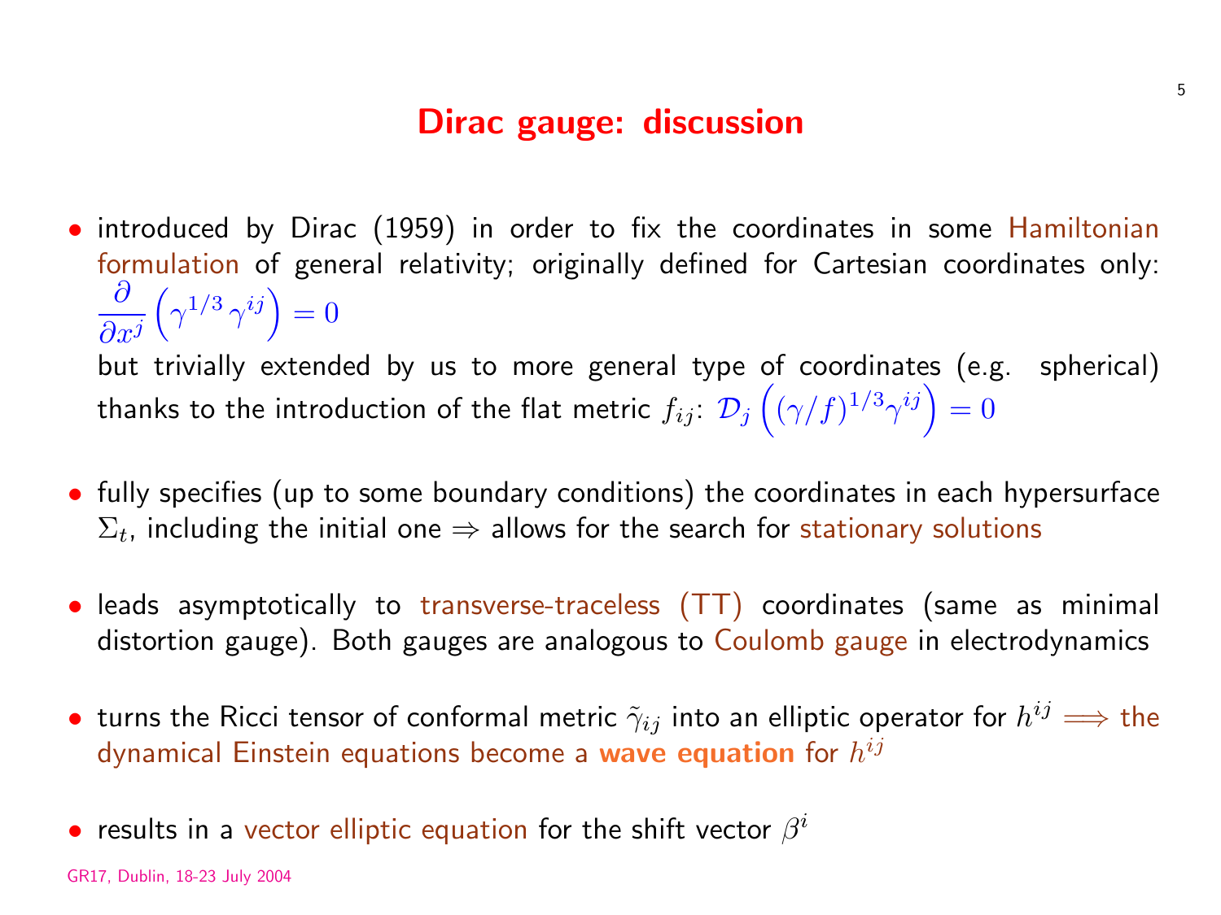# Dirac gauge: discussion

- introduced by Dirac (1959) in order to fix the coordinates in some Hamiltonian formulation of general relativity; originally defined for Cartesian coordinates only: $\frac{\partial}{\partial x^j}\left(\gamma^{1/3}\,\gamma^{ij}\right) = 0$

  but trivially extended by us to more general type of coordinates (e.g. spherical) thanks to the introduction of the flat metric $f_{ij}$: $\mathcal{D}_j\left((\gamma/f)^{1/3}\gamma^{ij}\right) = 0$

- fully specifies (up to some boundary conditions) the coordinates in each hypersurface $\Sigma_t$, including the initial one $\Rightarrow$ allows for the search for stationary solutions

- leads asymptotically to transverse-traceless (TT) coordinates (same as minimal distortion gauge). Both gauges are analogous to Coulomb gauge in electrodynamics

- turns the Ricci tensor of conformal metric $\tilde{\gamma}_{ij}$ into an elliptic operator for $h^{ij} \Longrightarrow$ the dynamical Einstein equations become a **wave equation** for $h^{ij}$

- results in a vector elliptic equation for the shift vector $\beta^i$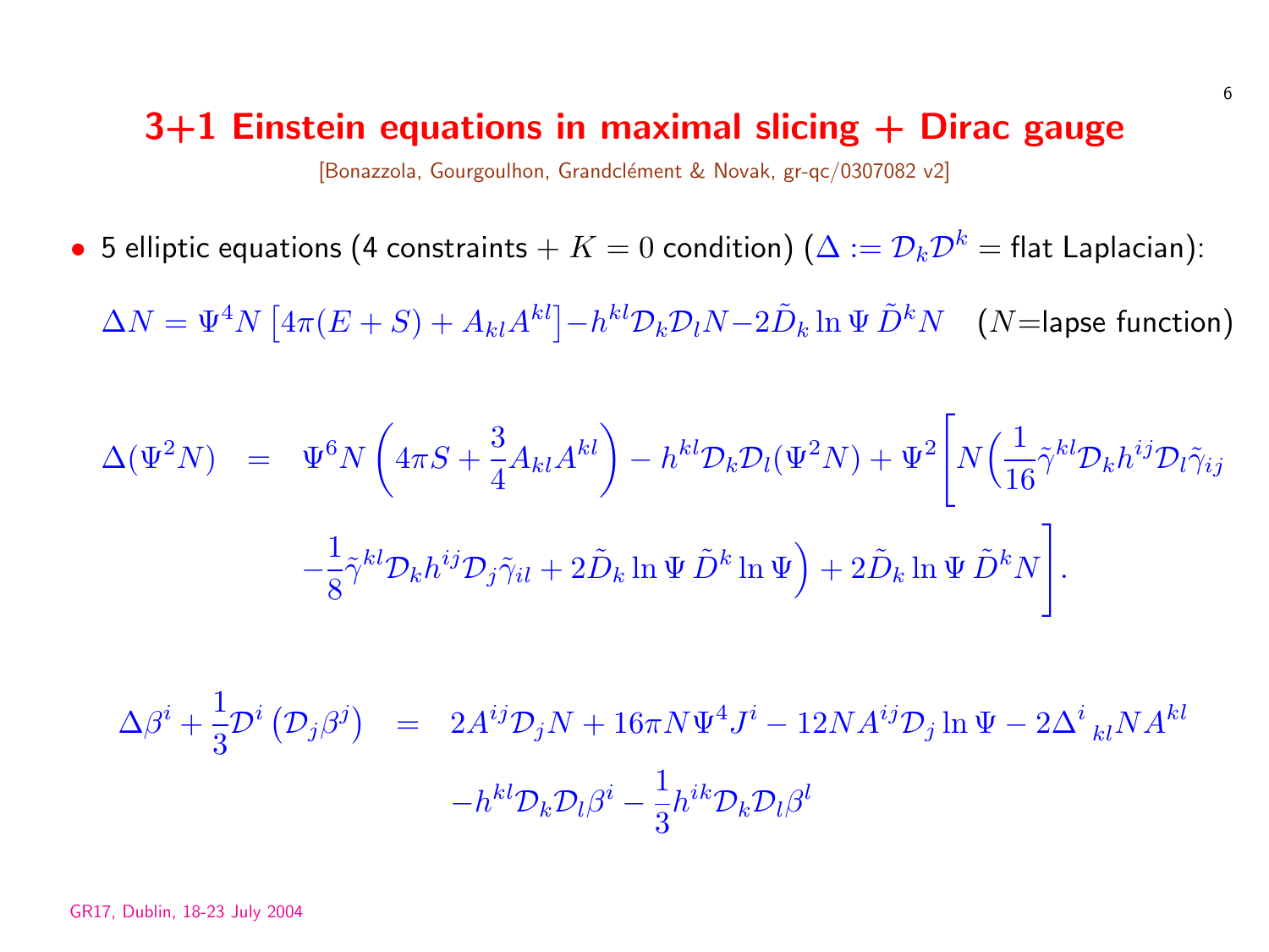# 3+1 Einstein equations in maximal slicing + Dirac gauge

[Bonazzola, Gourgoulhon, Grandclément & Novak, gr-qc/0307082 v2]

- 5 elliptic equations (4 constraints + $K = 0$ condition) ($\Delta := \mathcal{D}_k \mathcal{D}^k$ = flat Laplacian):

$$\Delta N = \Psi^4 N \left[ 4\pi(E+S) + A_{kl}A^{kl} \right] - h^{kl}\mathcal{D}_k\mathcal{D}_l N - 2\tilde{D}_k \ln\Psi \, \tilde{D}^k N \quad (N\text{=lapse function})$$

$$\begin{aligned}
\Delta(\Psi^2 N) \;=\; & \Psi^6 N \left( 4\pi S + \frac{3}{4} A_{kl}A^{kl} \right) - h^{kl}\mathcal{D}_k\mathcal{D}_l(\Psi^2 N) + \Psi^2 \Bigg[ N \Big( \frac{1}{16} \tilde{\gamma}^{kl} \mathcal{D}_k h^{ij} \mathcal{D}_l \tilde{\gamma}_{ij} \\
& - \frac{1}{8} \tilde{\gamma}^{kl} \mathcal{D}_k h^{ij} \mathcal{D}_j \tilde{\gamma}_{il} + 2 \tilde{D}_k \ln\Psi \, \tilde{D}^k \ln\Psi \Big) + 2 \tilde{D}_k \ln\Psi \, \tilde{D}^k N \Bigg].
\end{aligned}$$

$$\begin{aligned}
\Delta\beta^i + \frac{1}{3}\mathcal{D}^i\left(\mathcal{D}_j\beta^j\right) \;=\; & 2A^{ij}\mathcal{D}_j N + 16\pi N \Psi^4 J^i - 12 N A^{ij} \mathcal{D}_j \ln\Psi - 2\Delta^i_{\ kl} N A^{kl} \\
& - h^{kl}\mathcal{D}_k\mathcal{D}_l\beta^i - \frac{1}{3} h^{ik}\mathcal{D}_k\mathcal{D}_l\beta^l
\end{aligned}$$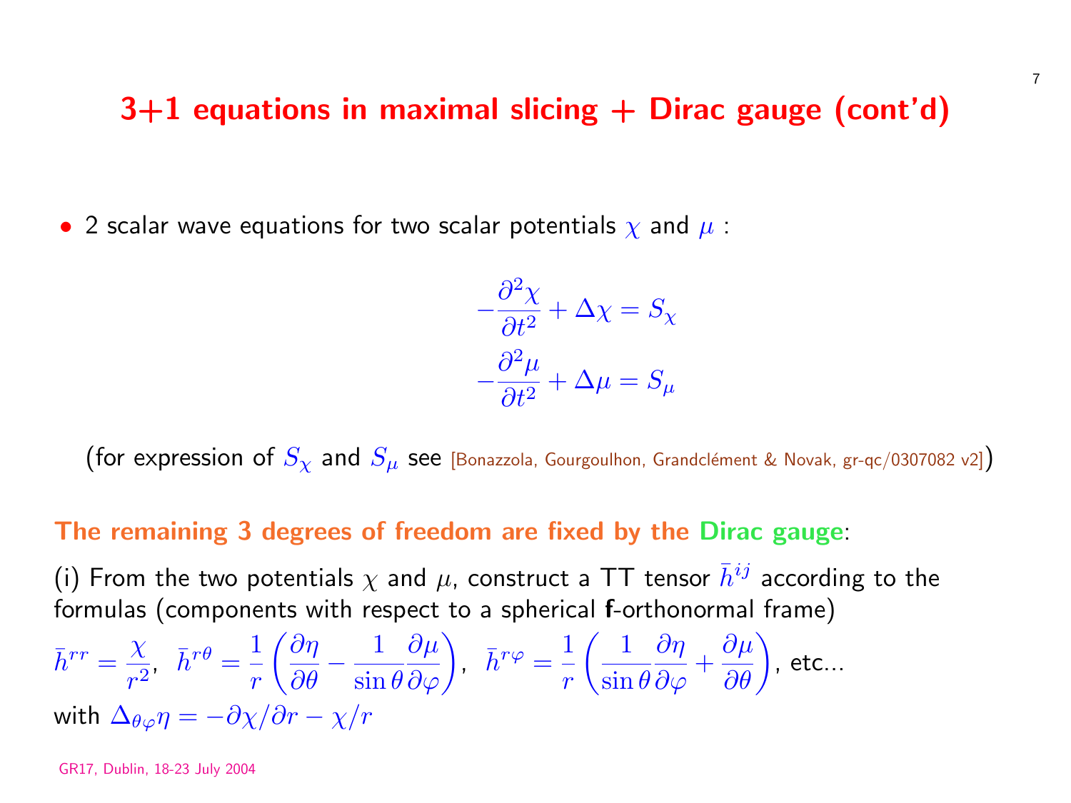# 3+1 equations in maximal slicing + Dirac gauge (cont'd)

- 2 scalar wave equations for two scalar potentials $\chi$ and $\mu$ :

$$
-\frac{\partial^2 \chi}{\partial t^2} + \Delta \chi = S_\chi
$$

$$
-\frac{\partial^2 \mu}{\partial t^2} + \Delta \mu = S_\mu
$$

(for expression of $S_\chi$ and $S_\mu$ see [Bonazzola, Gourgoulhon, Grandclément & Novak, gr-qc/0307082 v2])

**The remaining 3 degrees of freedom are fixed by the Dirac gauge**:

(i) From the two potentials $\chi$ and $\mu$, construct a TT tensor $\bar{h}^{ij}$ according to the formulas (components with respect to a spherical **f**-orthonormal frame)

$\bar{h}^{rr} = \frac{\chi}{r^2}$, $\bar{h}^{r\theta} = \frac{1}{r}\left(\frac{\partial \eta}{\partial \theta} - \frac{1}{\sin\theta}\frac{\partial \mu}{\partial \varphi}\right)$, $\bar{h}^{r\varphi} = \frac{1}{r}\left(\frac{1}{\sin\theta}\frac{\partial \eta}{\partial \varphi} + \frac{\partial \mu}{\partial \theta}\right)$, etc...

with $\Delta_{\theta\varphi}\eta = -\partial\chi/\partial r - \chi/r$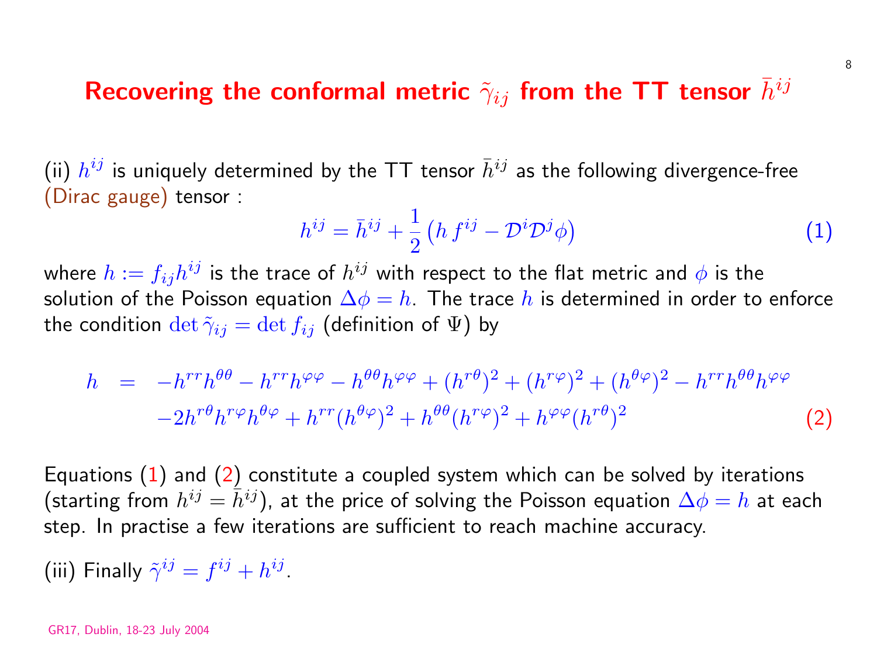# Recovering the conformal metric $\tilde{\gamma}_{ij}$ from the TT tensor $\bar{h}^{ij}$

(ii) $h^{ij}$ is uniquely determined by the TT tensor $\bar{h}^{ij}$ as the following divergence-free (Dirac gauge) tensor :

$$h^{ij} = \bar{h}^{ij} + \frac{1}{2}\left(h\, f^{ij} - \mathcal{D}^i \mathcal{D}^j \phi\right) \tag{1}$$

where $h := f_{ij}h^{ij}$ is the trace of $h^{ij}$ with respect to the flat metric and $\phi$ is the solution of the Poisson equation $\Delta\phi = h$. The trace $h$ is determined in order to enforce the condition $\det \tilde{\gamma}_{ij} = \det f_{ij}$ (definition of $\Psi$) by

$$\begin{aligned} h \;=\; & -h^{rr}h^{\theta\theta} - h^{rr}h^{\varphi\varphi} - h^{\theta\theta}h^{\varphi\varphi} + (h^{r\theta})^2 + (h^{r\varphi})^2 + (h^{\theta\varphi})^2 - h^{rr}h^{\theta\theta}h^{\varphi\varphi} \\ & -2h^{r\theta}h^{r\varphi}h^{\theta\varphi} + h^{rr}(h^{\theta\varphi})^2 + h^{\theta\theta}(h^{r\varphi})^2 + h^{\varphi\varphi}(h^{r\theta})^2 \end{aligned} \tag{2}$$

Equations (1) and (2) constitute a coupled system which can be solved by iterations (starting from $h^{ij} = \bar{h}^{ij}$), at the price of solving the Poisson equation $\Delta\phi = h$ at each step. In practise a few iterations are sufficient to reach machine accuracy.

(iii) Finally $\tilde{\gamma}^{ij} = f^{ij} + h^{ij}$.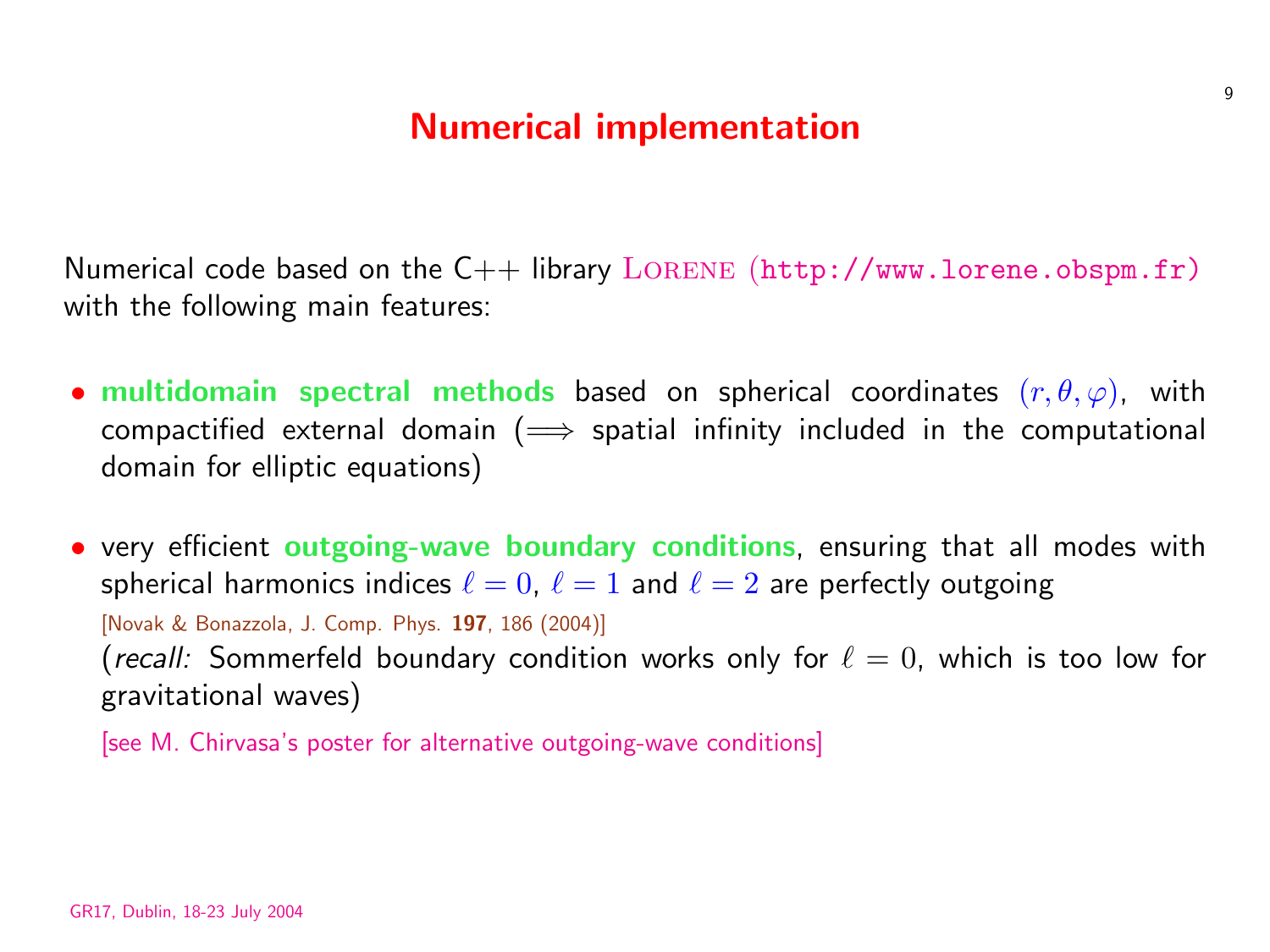# Numerical implementation

Numerical code based on the C++ library Lorene (http://www.lorene.obspm.fr) with the following main features:

- **multidomain spectral methods** based on spherical coordinates $(r, \theta, \varphi)$, with compactified external domain ($\Longrightarrow$ spatial infinity included in the computational domain for elliptic equations)
- very efficient **outgoing-wave boundary conditions**, ensuring that all modes with spherical harmonics indices $\ell = 0$, $\ell = 1$ and $\ell = 2$ are perfectly outgoing
  
  [Novak & Bonazzola, J. Comp. Phys. **197**, 186 (2004)]
  
  (*recall:* Sommerfeld boundary condition works only for $\ell = 0$, which is too low for gravitational waves)
  
  [see M. Chirvasa's poster for alternative outgoing-wave conditions]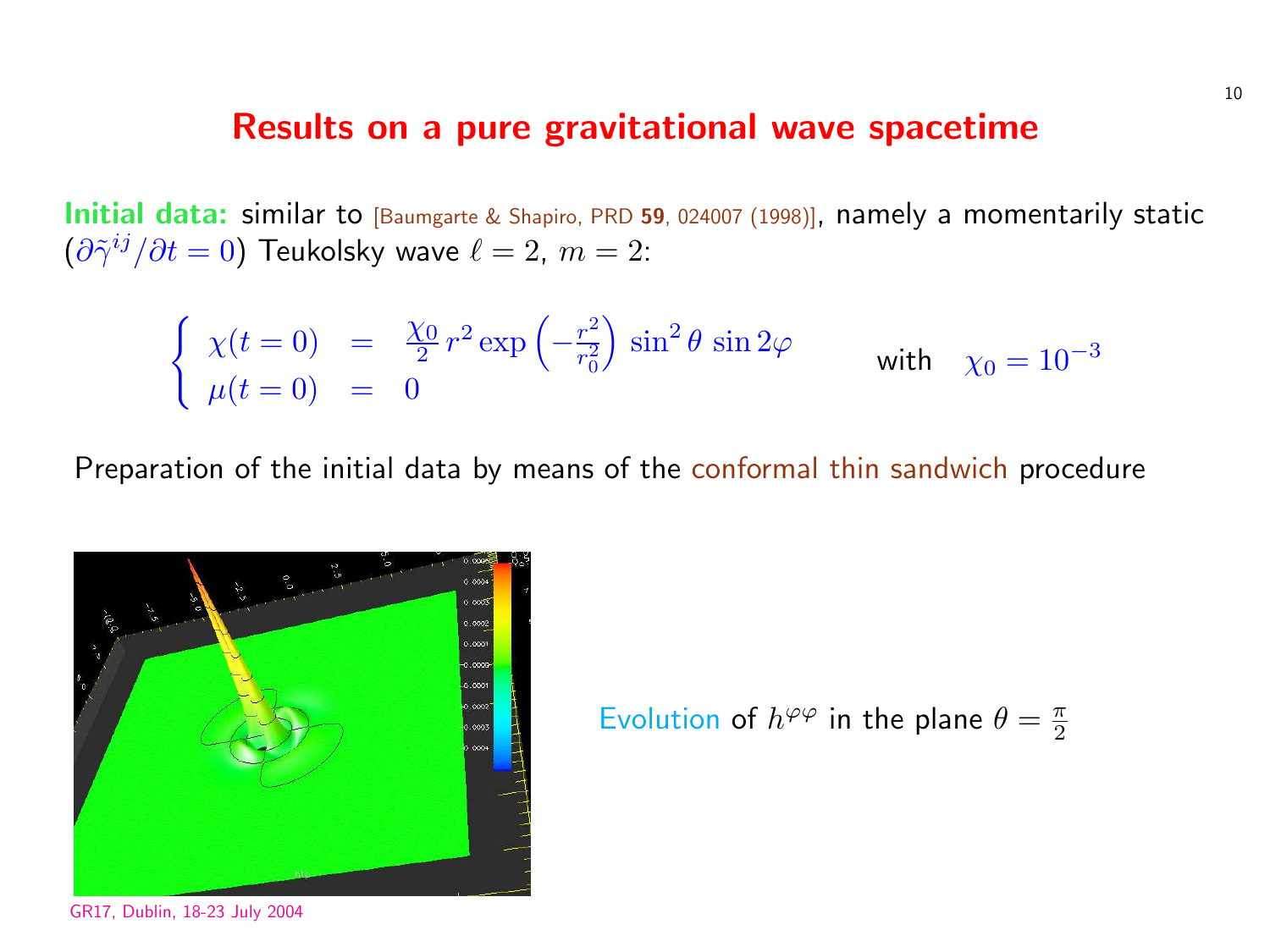# Results on a pure gravitational wave spacetime

**Initial data:** similar to [Baumgarte & Shapiro, PRD **59**, 024007 (1998)], namely a momentarily static ($\partial\tilde{\gamma}^{ij}/\partial t = 0$) Teukolsky wave $\ell = 2$, $m = 2$:

$$\begin{cases} \chi(t=0) &= \frac{\chi_0}{2}\, r^2 \exp\left(-\frac{r^2}{r_0^2}\right) \sin^2\theta \, \sin 2\varphi \\ \mu(t=0) &= 0 \end{cases} \qquad \text{with} \quad \chi_0 = 10^{-3}$$

Preparation of the initial data by means of the conformal thin sandwich procedure

Evolution of $h^{\varphi\varphi}$ in the plane $\theta = \frac{\pi}{2}$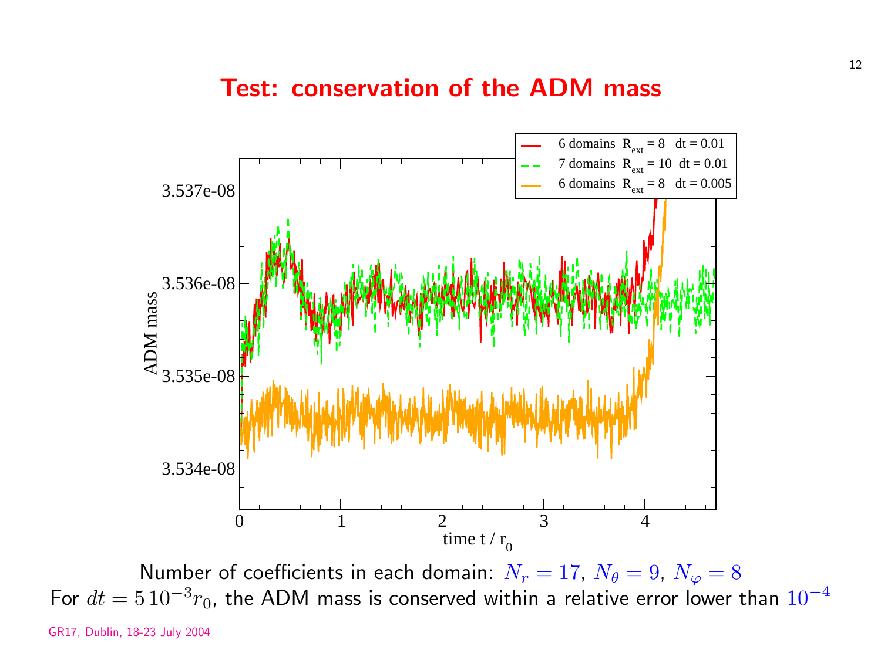# Test: conservation of the ADM mass

Number of coefficients in each domain: $N_r = 17$, $N_\theta = 9$, $N_\varphi = 8$

For $dt = 5\,10^{-3} r_0$, the ADM mass is conserved within a relative error lower than $10^{-4}$

GR17, Dublin, 18-23 July 2004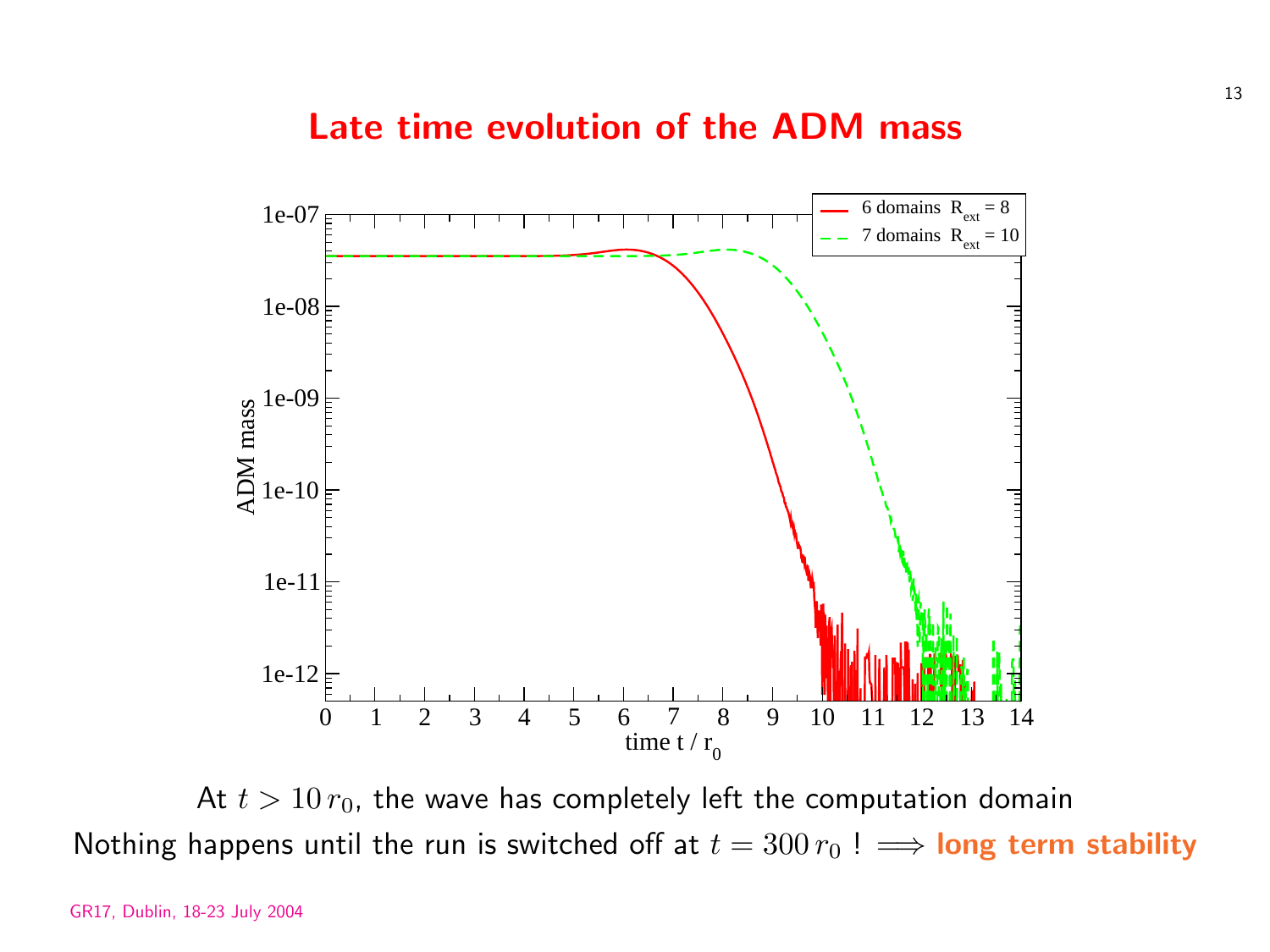# Late time evolution of the ADM mass

At $t > 10\, r_0$, the wave has completely left the computation domain

Nothing happens until the run is switched off at $t = 300\, r_0$ ! $\Longrightarrow$ **long term stability**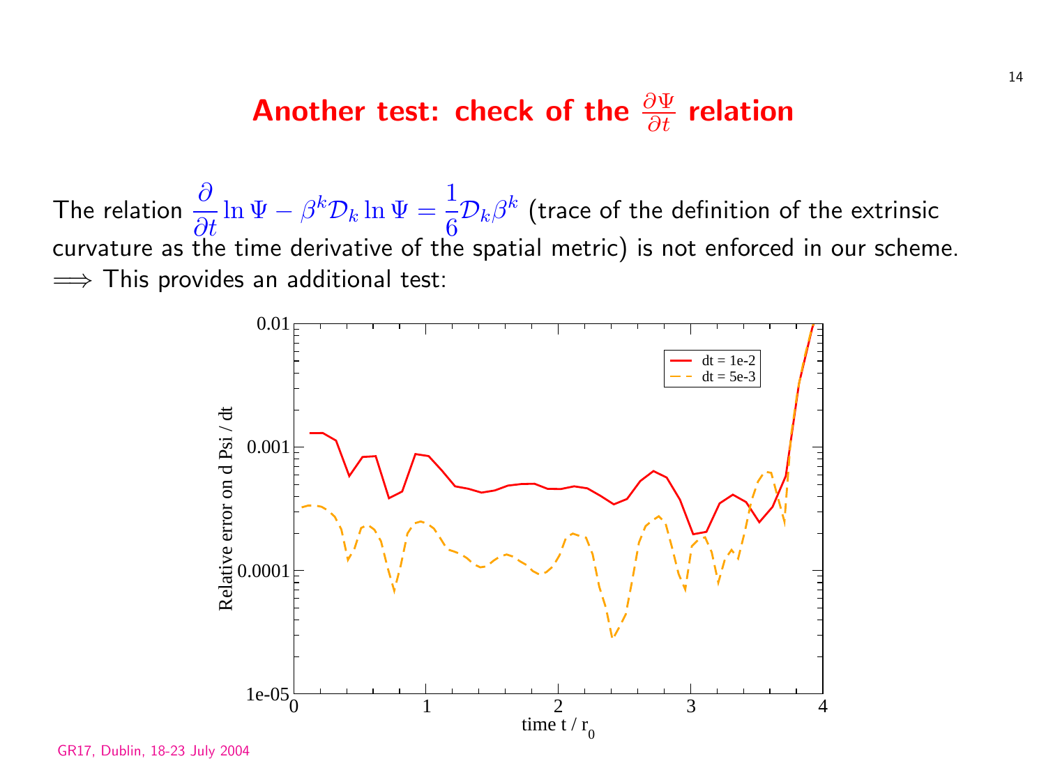# Another test: check of the $\frac{\partial \Psi}{\partial t}$ relation

The relation $\dfrac{\partial}{\partial t}\ln\Psi - \beta^k \mathcal{D}_k \ln\Psi = \dfrac{1}{6}\mathcal{D}_k\beta^k$ (trace of the definition of the extrinsic curvature as the time derivative of the spatial metric) is not enforced in our scheme.

$\Longrightarrow$ This provides an additional test: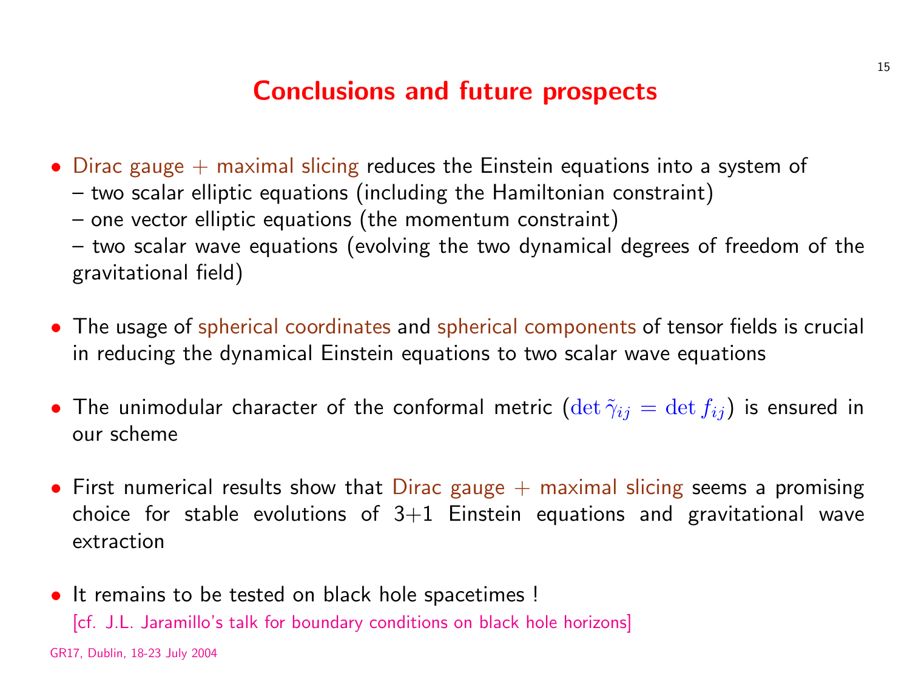# Conclusions and future prospects

- Dirac gauge + maximal slicing reduces the Einstein equations into a system of
  – two scalar elliptic equations (including the Hamiltonian constraint)
  – one vector elliptic equations (the momentum constraint)
  – two scalar wave equations (evolving the two dynamical degrees of freedom of the gravitational field)

- The usage of spherical coordinates and spherical components of tensor fields is crucial in reducing the dynamical Einstein equations to two scalar wave equations

- The unimodular character of the conformal metric ($\det \tilde{\gamma}_{ij} = \det f_{ij}$) is ensured in our scheme

- First numerical results show that Dirac gauge + maximal slicing seems a promising choice for stable evolutions of 3+1 Einstein equations and gravitational wave extraction

- It remains to be tested on black hole spacetimes !
  [cf. J.L. Jaramillo's talk for boundary conditions on black hole horizons]